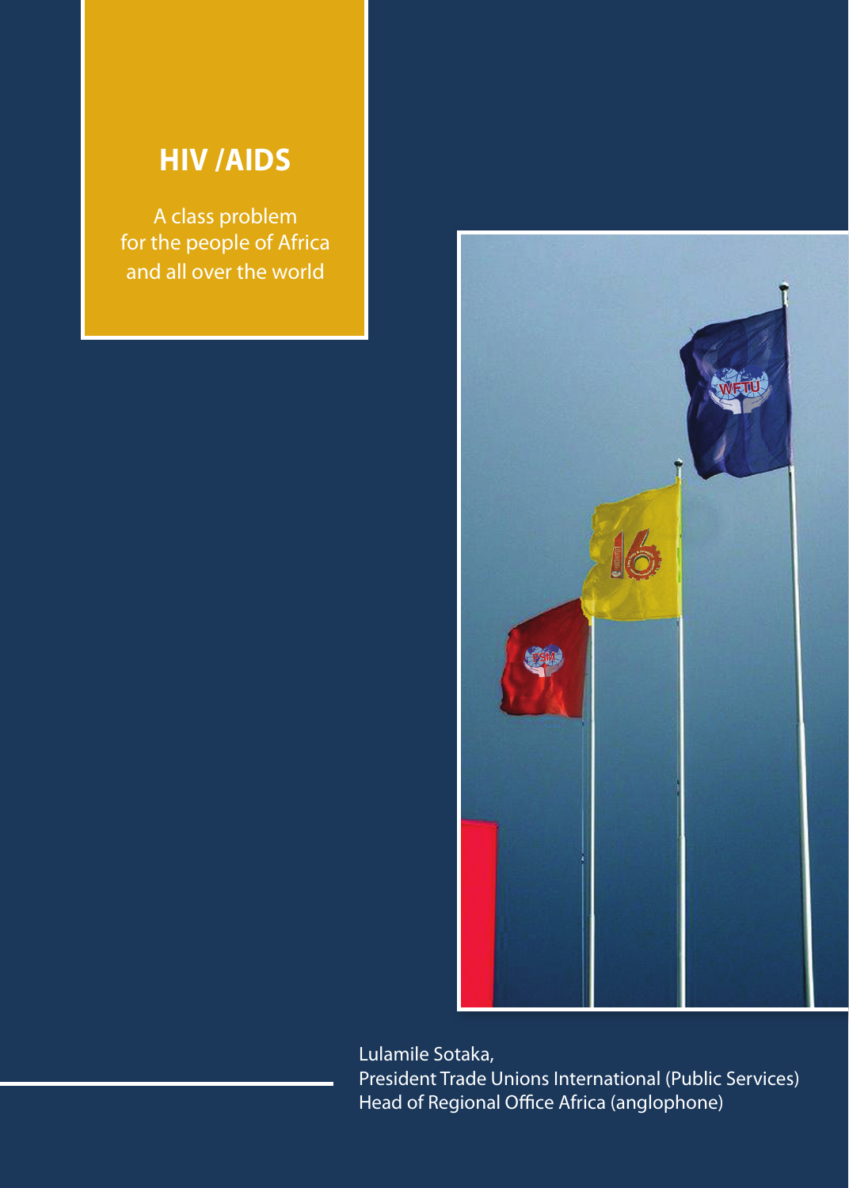# HIV /AIDS

A class problem
for the people of Africa
and all over the world

Lulamile Sotaka,
President Trade Unions International (Public Services)
Head of Regional Office Africa (anglophone)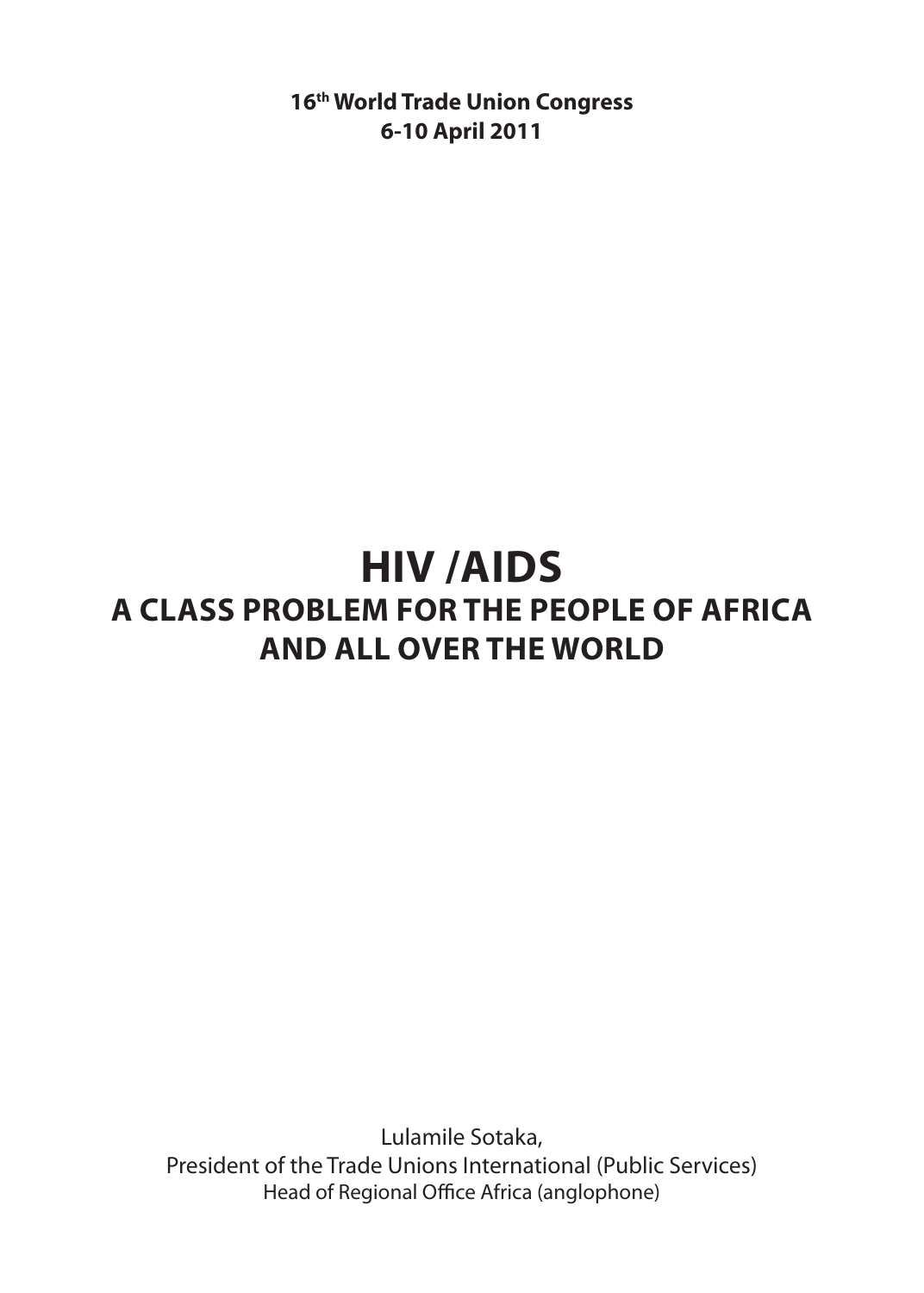**16th World Trade Union Congress**
**6-10 April 2011**

# HIV /AIDS
## A CLASS PROBLEM FOR THE PEOPLE OF AFRICA AND ALL OVER THE WORLD

Lulamile Sotaka,
President of the Trade Unions International (Public Services)
Head of Regional Office Africa (anglophone)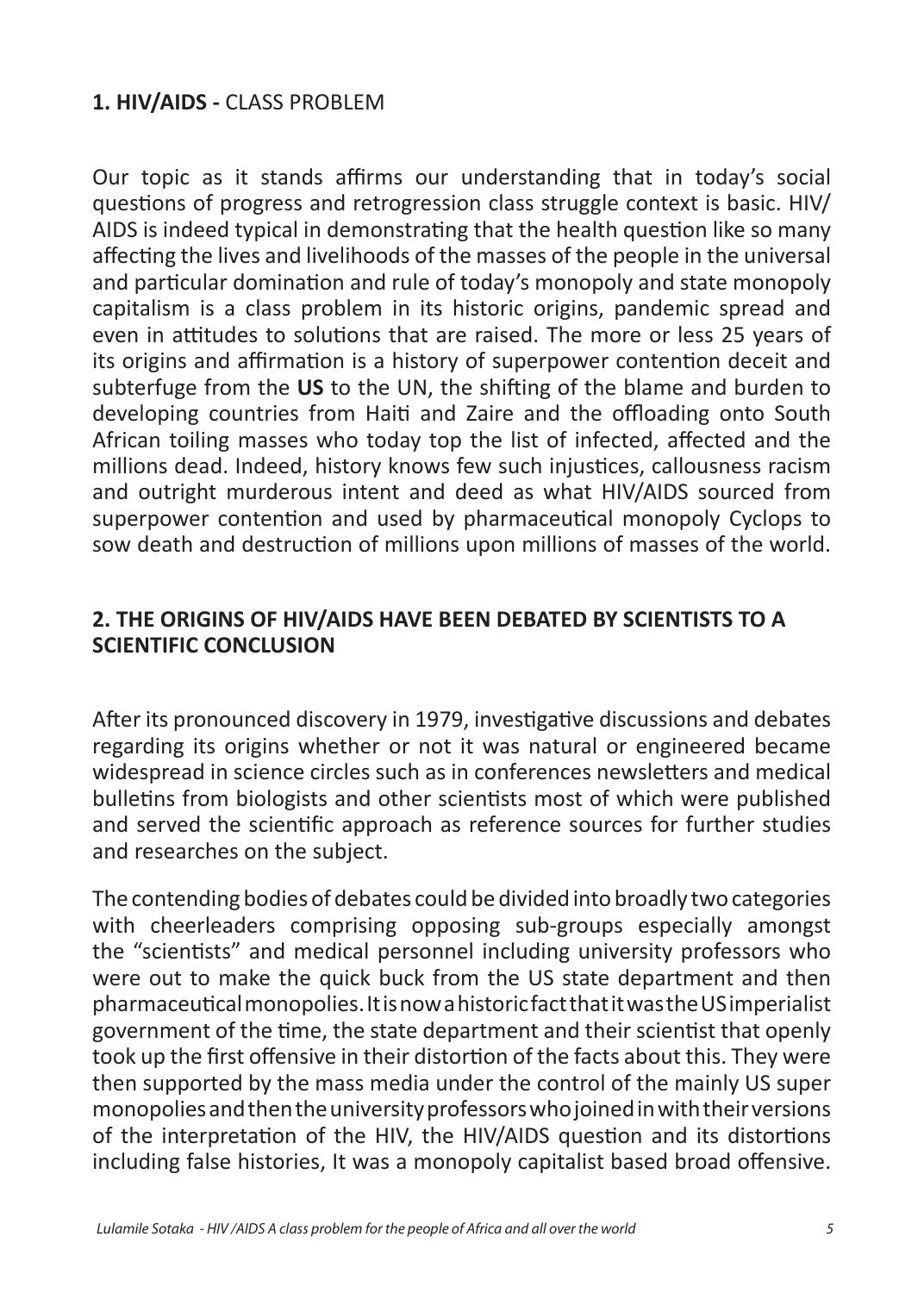## **1. HIV/AIDS -** CLASS PROBLEM

Our topic as it stands affirms our understanding that in today's social questions of progress and retrogression class struggle context is basic. HIV/AIDS is indeed typical in demonstrating that the health question like so many affecting the lives and livelihoods of the masses of the people in the universal and particular domination and rule of today's monopoly and state monopoly capitalism is a class problem in its historic origins, pandemic spread and even in attitudes to solutions that are raised. The more or less 25 years of its origins and affirmation is a history of superpower contention deceit and subterfuge from the **US** to the UN, the shifting of the blame and burden to developing countries from Haiti and Zaire and the offloading onto South African toiling masses who today top the list of infected, affected and the millions dead. Indeed, history knows few such injustices, callousness racism and outright murderous intent and deed as what HIV/AIDS sourced from superpower contention and used by pharmaceutical monopoly Cyclops to sow death and destruction of millions upon millions of masses of the world.

## **2. THE ORIGINS OF HIV/AIDS HAVE BEEN DEBATED BY SCIENTISTS TO A SCIENTIFIC CONCLUSION**

After its pronounced discovery in 1979, investigative discussions and debates regarding its origins whether or not it was natural or engineered became widespread in science circles such as in conferences newsletters and medical bulletins from biologists and other scientists most of which were published and served the scientific approach as reference sources for further studies and researches on the subject.

The contending bodies of debates could be divided into broadly two categories with cheerleaders comprising opposing sub-groups especially amongst the "scientists" and medical personnel including university professors who were out to make the quick buck from the US state department and then pharmaceutical monopolies. It is now a historic fact that it was the US imperialist government of the time, the state department and their scientist that openly took up the first offensive in their distortion of the facts about this. They were then supported by the mass media under the control of the mainly US super monopolies and then the university professors who joined in with their versions of the interpretation of the HIV, the HIV/AIDS question and its distortions including false histories, It was a monopoly capitalist based broad offensive.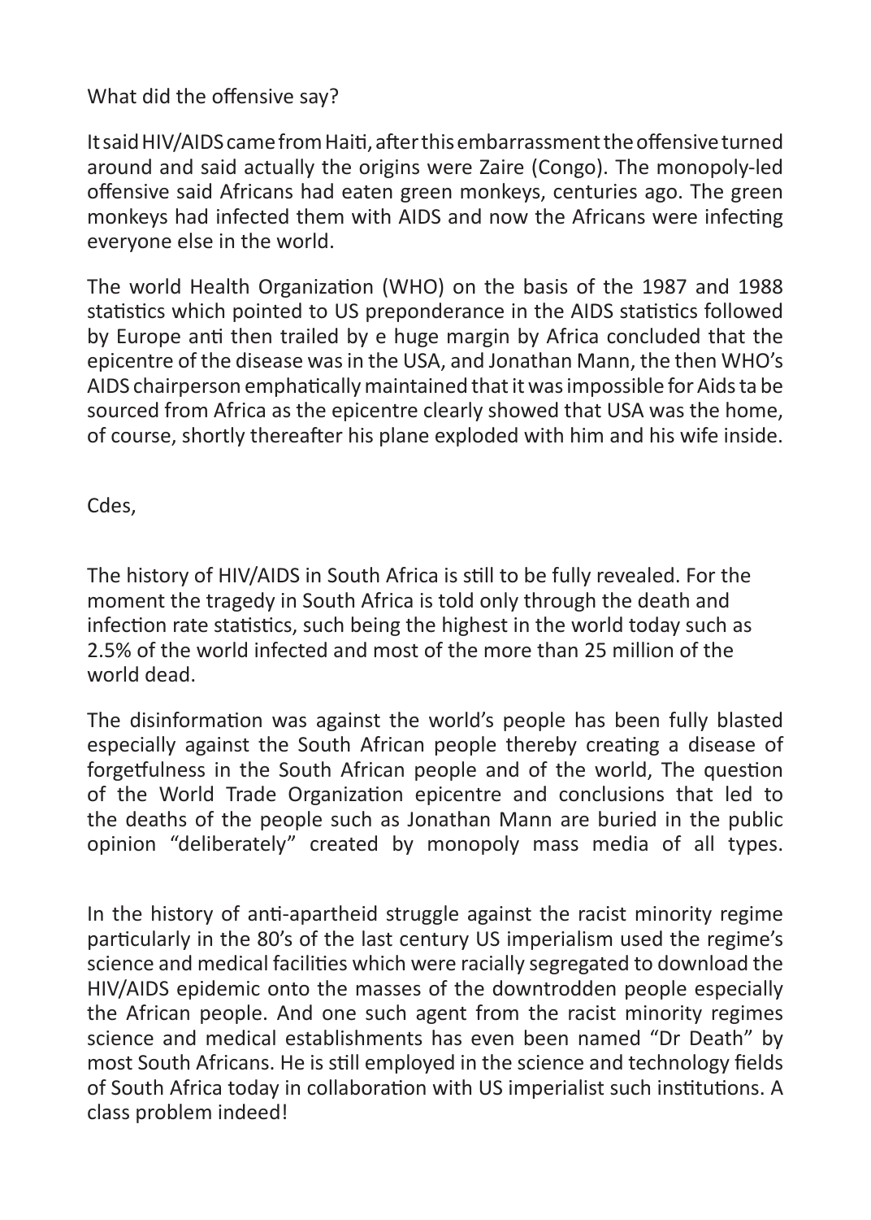What did the offensive say?

It said HIV/AIDS came from Haiti, after this embarrassment the offensive turned around and said actually the origins were Zaire (Congo). The monopoly-led offensive said Africans had eaten green monkeys, centuries ago. The green monkeys had infected them with AIDS and now the Africans were infecting everyone else in the world.

The world Health Organization (WHO) on the basis of the 1987 and 1988 statistics which pointed to US preponderance in the AIDS statistics followed by Europe anti then trailed by e huge margin by Africa concluded that the epicentre of the disease was in the USA, and Jonathan Mann, the then WHO's AIDS chairperson emphatically maintained that it was impossible for Aids ta be sourced from Africa as the epicentre clearly showed that USA was the home, of course, shortly thereafter his plane exploded with him and his wife inside.

Cdes,

The history of HIV/AIDS in South Africa is still to be fully revealed. For the moment the tragedy in South Africa is told only through the death and infection rate statistics, such being the highest in the world today such as 2.5% of the world infected and most of the more than 25 million of the world dead.

The disinformation was against the world's people has been fully blasted especially against the South African people thereby creating a disease of forgetfulness in the South African people and of the world, The question of the World Trade Organization epicentre and conclusions that led to the deaths of the people such as Jonathan Mann are buried in the public opinion "deliberately" created by monopoly mass media of all types.

In the history of anti-apartheid struggle against the racist minority regime particularly in the 80's of the last century US imperialism used the regime's science and medical facilities which were racially segregated to download the HIV/AIDS epidemic onto the masses of the downtrodden people especially the African people. And one such agent from the racist minority regimes science and medical establishments has even been named "Dr Death" by most South Africans. He is still employed in the science and technology fields of South Africa today in collaboration with US imperialist such institutions. A class problem indeed!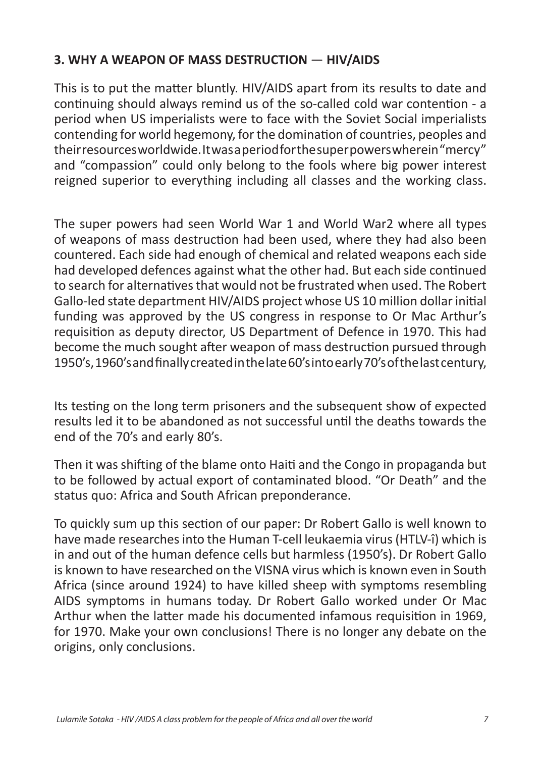### 3. WHY A WEAPON OF MASS DESTRUCTION — HIV/AIDS

This is to put the matter bluntly. HIV/AIDS apart from its results to date and continuing should always remind us of the so-called cold war contention - a period when US imperialists were to face with the Soviet Social imperialists contending for world hegemony, for the domination of countries, peoples and their resources worldwide. It was a period for the super powers wherein "mercy" and "compassion" could only belong to the fools where big power interest reigned superior to everything including all classes and the working class.

The super powers had seen World War 1 and World War2 where all types of weapons of mass destruction had been used, where they had also been countered. Each side had enough of chemical and related weapons each side had developed defences against what the other had. But each side continued to search for alternatives that would not be frustrated when used. The Robert Gallo-led state department HIV/AIDS project whose US 10 million dollar initial funding was approved by the US congress in response to Or Mac Arthur's requisition as deputy director, US Department of Defence in 1970. This had become the much sought after weapon of mass destruction pursued through 1950's, 1960's and finally created in the late 60's into early 70's of the last century,

Its testing on the long term prisoners and the subsequent show of expected results led it to be abandoned as not successful until the deaths towards the end of the 70's and early 80's.

Then it was shifting of the blame onto Haiti and the Congo in propaganda but to be followed by actual export of contaminated blood. "Or Death" and the status quo: Africa and South African preponderance.

To quickly sum up this section of our paper: Dr Robert Gallo is well known to have made researches into the Human T-cell leukaemia virus (HTLV-î) which is in and out of the human defence cells but harmless (1950's). Dr Robert Gallo is known to have researched on the VISNA virus which is known even in South Africa (since around 1924) to have killed sheep with symptoms resembling AIDS symptoms in humans today. Dr Robert Gallo worked under Or Mac Arthur when the latter made his documented infamous requisition in 1969, for 1970. Make your own conclusions! There is no longer any debate on the origins, only conclusions.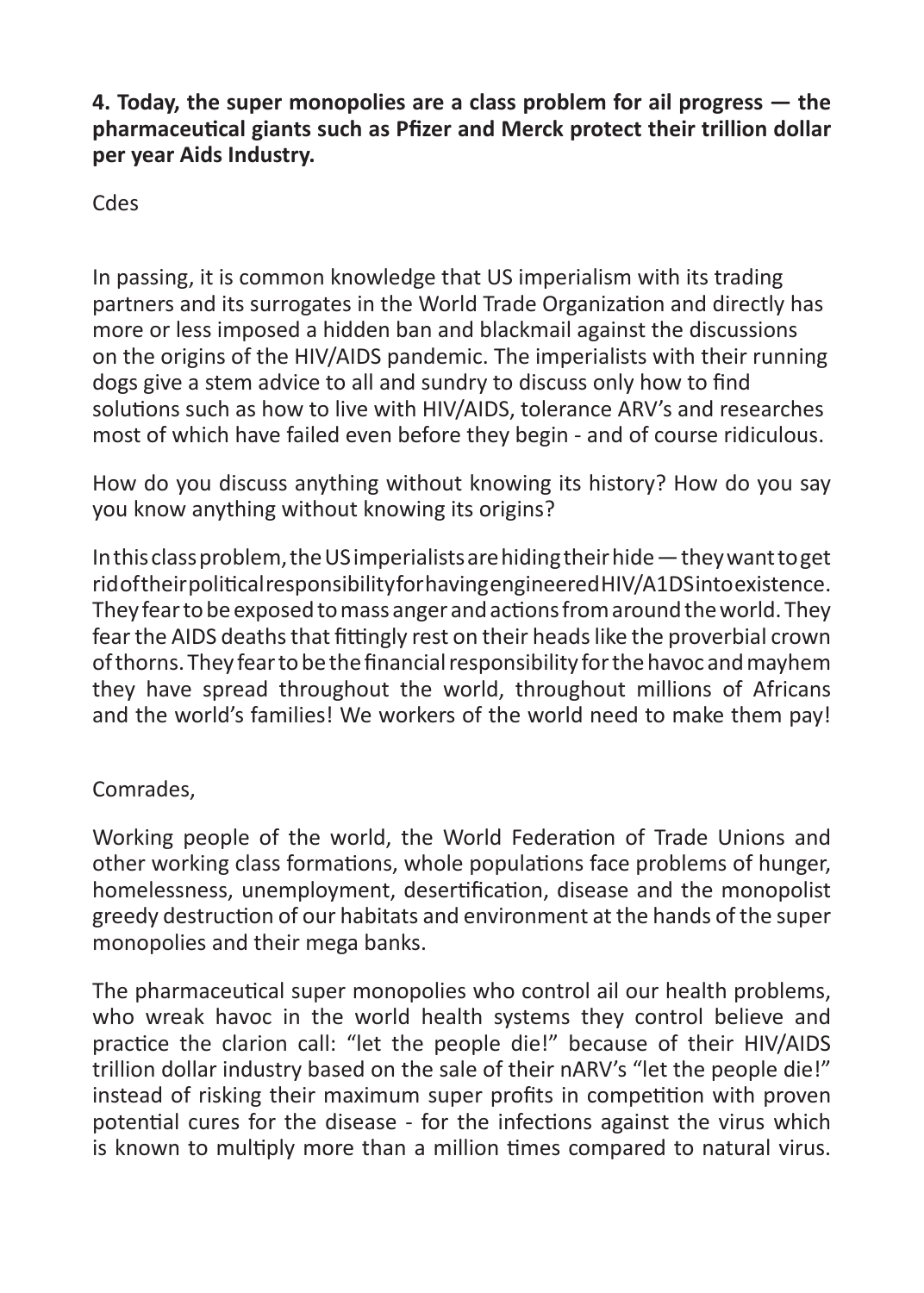**4. Today, the super monopolies are a class problem for ail progress — the pharmaceutical giants such as Pfizer and Merck protect their trillion dollar per year Aids Industry.**

Cdes

In passing, it is common knowledge that US imperialism with its trading partners and its surrogates in the World Trade Organization and directly has more or less imposed a hidden ban and blackmail against the discussions on the origins of the HIV/AIDS pandemic. The imperialists with their running dogs give a stem advice to all and sundry to discuss only how to find solutions such as how to live with HIV/AIDS, tolerance ARV's and researches most of which have failed even before they begin - and of course ridiculous.

How do you discuss anything without knowing its history? How do you say you know anything without knowing its origins?

In this class problem, the US imperialists are hiding their hide — they want to get rid of their political responsibility for having engineered HIV/A1DS into existence. They fear to be exposed to mass anger and actions from around the world. They fear the AIDS deaths that fittingly rest on their heads like the proverbial crown of thorns. They fear to be the financial responsibility for the havoc and mayhem they have spread throughout the world, throughout millions of Africans and the world's families! We workers of the world need to make them pay!

Comrades,

Working people of the world, the World Federation of Trade Unions and other working class formations, whole populations face problems of hunger, homelessness, unemployment, desertification, disease and the monopolist greedy destruction of our habitats and environment at the hands of the super monopolies and their mega banks.

The pharmaceutical super monopolies who control ail our health problems, who wreak havoc in the world health systems they control believe and practice the clarion call: "let the people die!" because of their HIV/AIDS trillion dollar industry based on the sale of their nARV's "let the people die!" instead of risking their maximum super profits in competition with proven potential cures for the disease - for the infections against the virus which is known to multiply more than a million times compared to natural virus.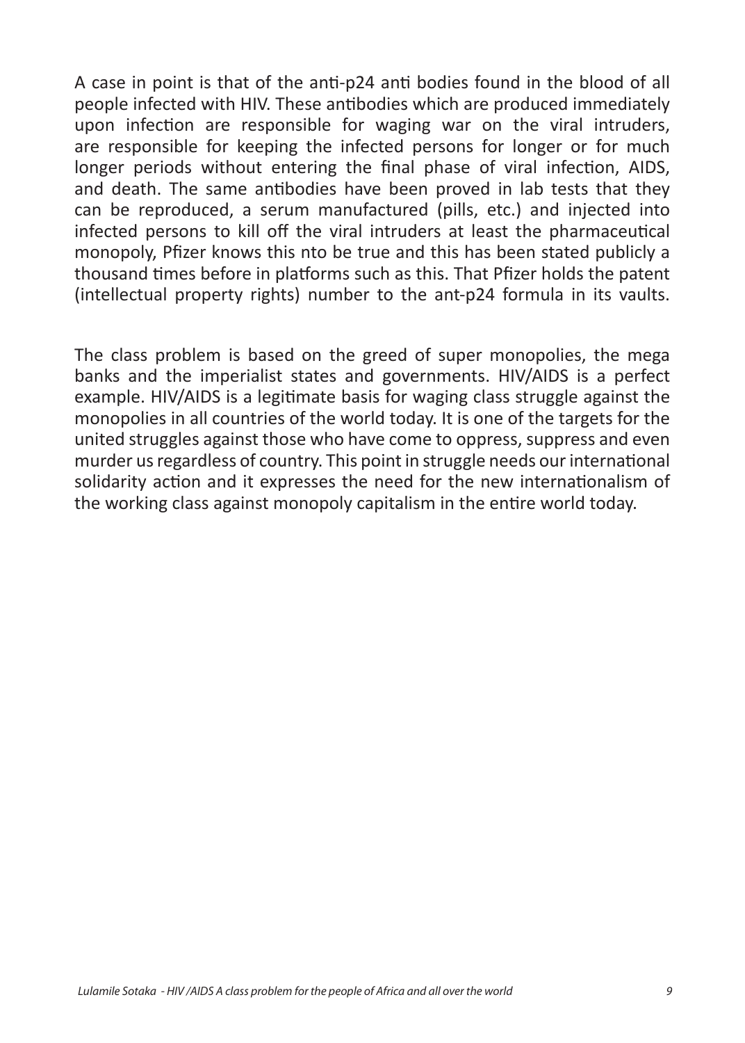A case in point is that of the anti-p24 anti bodies found in the blood of all people infected with HIV. These antibodies which are produced immediately upon infection are responsible for waging war on the viral intruders, are responsible for keeping the infected persons for longer or for much longer periods without entering the final phase of viral infection, AIDS, and death. The same antibodies have been proved in lab tests that they can be reproduced, a serum manufactured (pills, etc.) and injected into infected persons to kill off the viral intruders at least the pharmaceutical monopoly, Pfizer knows this nto be true and this has been stated publicly a thousand times before in platforms such as this. That Pfizer holds the patent (intellectual property rights) number to the ant-p24 formula in its vaults.

The class problem is based on the greed of super monopolies, the mega banks and the imperialist states and governments. HIV/AIDS is a perfect example. HIV/AIDS is a legitimate basis for waging class struggle against the monopolies in all countries of the world today. It is one of the targets for the united struggles against those who have come to oppress, suppress and even murder us regardless of country. This point in struggle needs our international solidarity action and it expresses the need for the new internationalism of the working class against monopoly capitalism in the entire world today.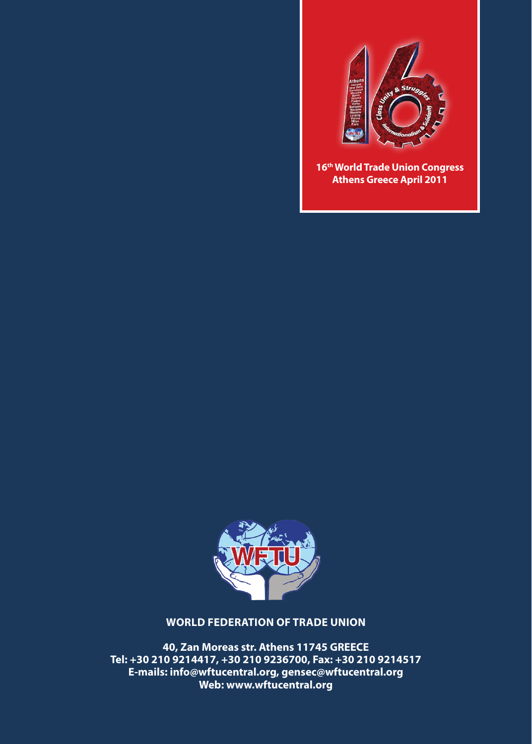16th World Trade Union Congress
Athens Greece April 2011

**WORLD FEDERATION OF TRADE UNION**

**40, Zan Moreas str. Athens 11745 GREECE**
**Tel: +30 210 9214417, +30 210 9236700, Fax: +30 210 9214517**
**E-mails: info@wftucentral.org, gensec@wftucentral.org**
**Web: www.wftucentral.org**